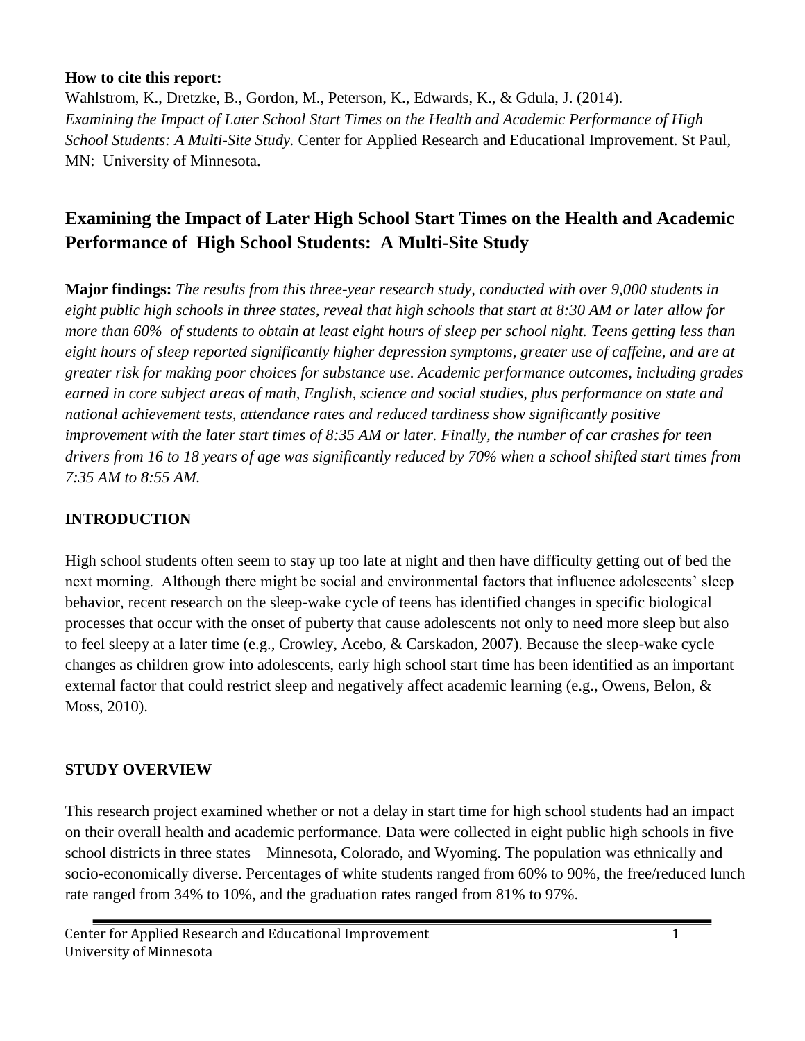**How to cite this report:**
Wahlstrom, K., Dretzke, B., Gordon, M., Peterson, K., Edwards, K., & Gdula, J. (2014). *Examining the Impact of Later School Start Times on the Health and Academic Performance of High School Students: A Multi-Site Study.* Center for Applied Research and Educational Improvement. St Paul, MN: University of Minnesota.

# Examining the Impact of Later High School Start Times on the Health and Academic Performance of High School Students: A Multi-Site Study

**Major findings:** *The results from this three-year research study, conducted with over 9,000 students in eight public high schools in three states, reveal that high schools that start at 8:30 AM or later allow for more than 60% of students to obtain at least eight hours of sleep per school night. Teens getting less than eight hours of sleep reported significantly higher depression symptoms, greater use of caffeine, and are at greater risk for making poor choices for substance use. Academic performance outcomes, including grades earned in core subject areas of math, English, science and social studies, plus performance on state and national achievement tests, attendance rates and reduced tardiness show significantly positive improvement with the later start times of 8:35 AM or later. Finally, the number of car crashes for teen drivers from 16 to 18 years of age was significantly reduced by 70% when a school shifted start times from 7:35 AM to 8:55 AM.*

## INTRODUCTION

High school students often seem to stay up too late at night and then have difficulty getting out of bed the next morning. Although there might be social and environmental factors that influence adolescents' sleep behavior, recent research on the sleep-wake cycle of teens has identified changes in specific biological processes that occur with the onset of puberty that cause adolescents not only to need more sleep but also to feel sleepy at a later time (e.g., Crowley, Acebo, & Carskadon, 2007). Because the sleep-wake cycle changes as children grow into adolescents, early high school start time has been identified as an important external factor that could restrict sleep and negatively affect academic learning (e.g., Owens, Belon, & Moss, 2010).

## STUDY OVERVIEW

This research project examined whether or not a delay in start time for high school students had an impact on their overall health and academic performance. Data were collected in eight public high schools in five school districts in three states—Minnesota, Colorado, and Wyoming. The population was ethnically and socio-economically diverse. Percentages of white students ranged from 60% to 90%, the free/reduced lunch rate ranged from 34% to 10%, and the graduation rates ranged from 81% to 97%.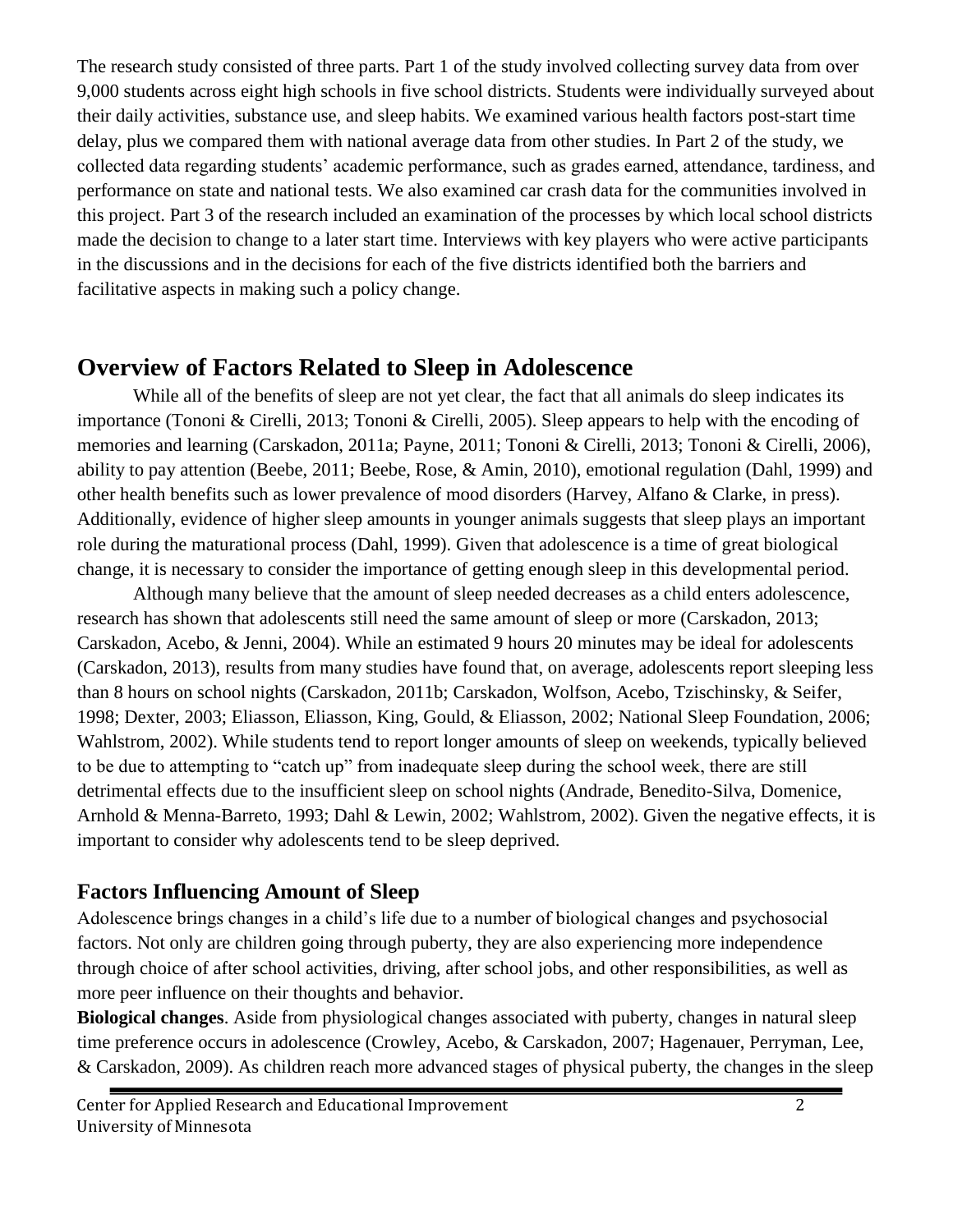The research study consisted of three parts. Part 1 of the study involved collecting survey data from over 9,000 students across eight high schools in five school districts. Students were individually surveyed about their daily activities, substance use, and sleep habits. We examined various health factors post-start time delay, plus we compared them with national average data from other studies. In Part 2 of the study, we collected data regarding students' academic performance, such as grades earned, attendance, tardiness, and performance on state and national tests. We also examined car crash data for the communities involved in this project. Part 3 of the research included an examination of the processes by which local school districts made the decision to change to a later start time. Interviews with key players who were active participants in the discussions and in the decisions for each of the five districts identified both the barriers and facilitative aspects in making such a policy change.

## Overview of Factors Related to Sleep in Adolescence

While all of the benefits of sleep are not yet clear, the fact that all animals do sleep indicates its importance (Tononi & Cirelli, 2013; Tononi & Cirelli, 2005). Sleep appears to help with the encoding of memories and learning (Carskadon, 2011a; Payne, 2011; Tononi & Cirelli, 2013; Tononi & Cirelli, 2006), ability to pay attention (Beebe, 2011; Beebe, Rose, & Amin, 2010), emotional regulation (Dahl, 1999) and other health benefits such as lower prevalence of mood disorders (Harvey, Alfano & Clarke, in press). Additionally, evidence of higher sleep amounts in younger animals suggests that sleep plays an important role during the maturational process (Dahl, 1999). Given that adolescence is a time of great biological change, it is necessary to consider the importance of getting enough sleep in this developmental period.

Although many believe that the amount of sleep needed decreases as a child enters adolescence, research has shown that adolescents still need the same amount of sleep or more (Carskadon, 2013; Carskadon, Acebo, & Jenni, 2004). While an estimated 9 hours 20 minutes may be ideal for adolescents (Carskadon, 2013), results from many studies have found that, on average, adolescents report sleeping less than 8 hours on school nights (Carskadon, 2011b; Carskadon, Wolfson, Acebo, Tzischinsky, & Seifer, 1998; Dexter, 2003; Eliasson, Eliasson, King, Gould, & Eliasson, 2002; National Sleep Foundation, 2006; Wahlstrom, 2002). While students tend to report longer amounts of sleep on weekends, typically believed to be due to attempting to "catch up" from inadequate sleep during the school week, there are still detrimental effects due to the insufficient sleep on school nights (Andrade, Benedito-Silva, Domenice, Arnhold & Menna-Barreto, 1993; Dahl & Lewin, 2002; Wahlstrom, 2002). Given the negative effects, it is important to consider why adolescents tend to be sleep deprived.

### Factors Influencing Amount of Sleep

Adolescence brings changes in a child's life due to a number of biological changes and psychosocial factors. Not only are children going through puberty, they are also experiencing more independence through choice of after school activities, driving, after school jobs, and other responsibilities, as well as more peer influence on their thoughts and behavior.

**Biological changes**. Aside from physiological changes associated with puberty, changes in natural sleep time preference occurs in adolescence (Crowley, Acebo, & Carskadon, 2007; Hagenauer, Perryman, Lee, & Carskadon, 2009). As children reach more advanced stages of physical puberty, the changes in the sleep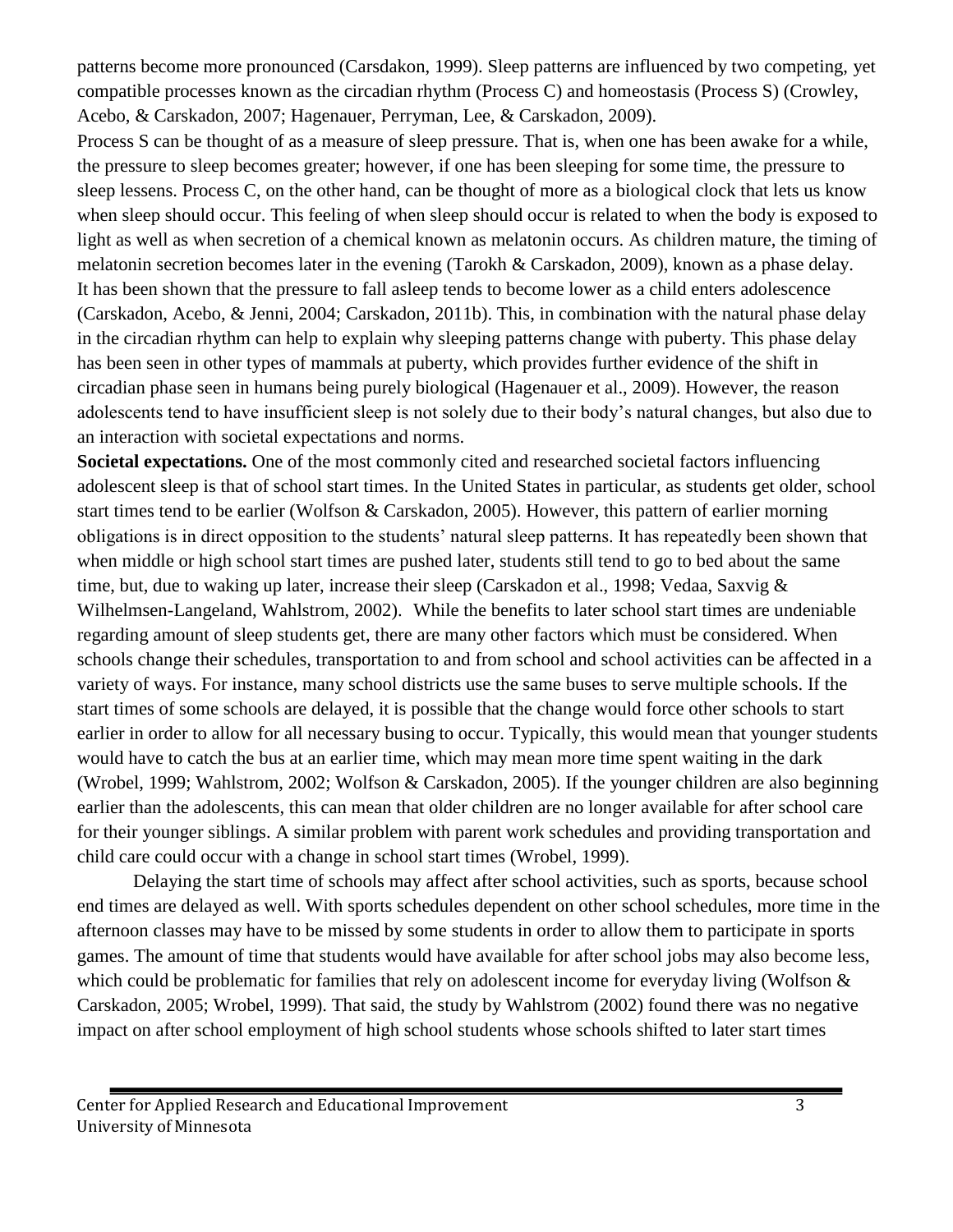patterns become more pronounced (Carsdakon, 1999). Sleep patterns are influenced by two competing, yet compatible processes known as the circadian rhythm (Process C) and homeostasis (Process S) (Crowley, Acebo, & Carskadon, 2007; Hagenauer, Perryman, Lee, & Carskadon, 2009).

Process S can be thought of as a measure of sleep pressure. That is, when one has been awake for a while, the pressure to sleep becomes greater; however, if one has been sleeping for some time, the pressure to sleep lessens. Process C, on the other hand, can be thought of more as a biological clock that lets us know when sleep should occur. This feeling of when sleep should occur is related to when the body is exposed to light as well as when secretion of a chemical known as melatonin occurs. As children mature, the timing of melatonin secretion becomes later in the evening (Tarokh & Carskadon, 2009), known as a phase delay. It has been shown that the pressure to fall asleep tends to become lower as a child enters adolescence (Carskadon, Acebo, & Jenni, 2004; Carskadon, 2011b). This, in combination with the natural phase delay in the circadian rhythm can help to explain why sleeping patterns change with puberty. This phase delay has been seen in other types of mammals at puberty, which provides further evidence of the shift in circadian phase seen in humans being purely biological (Hagenauer et al., 2009). However, the reason adolescents tend to have insufficient sleep is not solely due to their body's natural changes, but also due to an interaction with societal expectations and norms.

**Societal expectations.** One of the most commonly cited and researched societal factors influencing adolescent sleep is that of school start times. In the United States in particular, as students get older, school start times tend to be earlier (Wolfson & Carskadon, 2005). However, this pattern of earlier morning obligations is in direct opposition to the students' natural sleep patterns. It has repeatedly been shown that when middle or high school start times are pushed later, students still tend to go to bed about the same time, but, due to waking up later, increase their sleep (Carskadon et al., 1998; Vedaa, Saxvig & Wilhelmsen-Langeland, Wahlstrom, 2002). While the benefits to later school start times are undeniable regarding amount of sleep students get, there are many other factors which must be considered. When schools change their schedules, transportation to and from school and school activities can be affected in a variety of ways. For instance, many school districts use the same buses to serve multiple schools. If the start times of some schools are delayed, it is possible that the change would force other schools to start earlier in order to allow for all necessary busing to occur. Typically, this would mean that younger students would have to catch the bus at an earlier time, which may mean more time spent waiting in the dark (Wrobel, 1999; Wahlstrom, 2002; Wolfson & Carskadon, 2005). If the younger children are also beginning earlier than the adolescents, this can mean that older children are no longer available for after school care for their younger siblings. A similar problem with parent work schedules and providing transportation and child care could occur with a change in school start times (Wrobel, 1999).

Delaying the start time of schools may affect after school activities, such as sports, because school end times are delayed as well. With sports schedules dependent on other school schedules, more time in the afternoon classes may have to be missed by some students in order to allow them to participate in sports games. The amount of time that students would have available for after school jobs may also become less, which could be problematic for families that rely on adolescent income for everyday living (Wolfson & Carskadon, 2005; Wrobel, 1999). That said, the study by Wahlstrom (2002) found there was no negative impact on after school employment of high school students whose schools shifted to later start times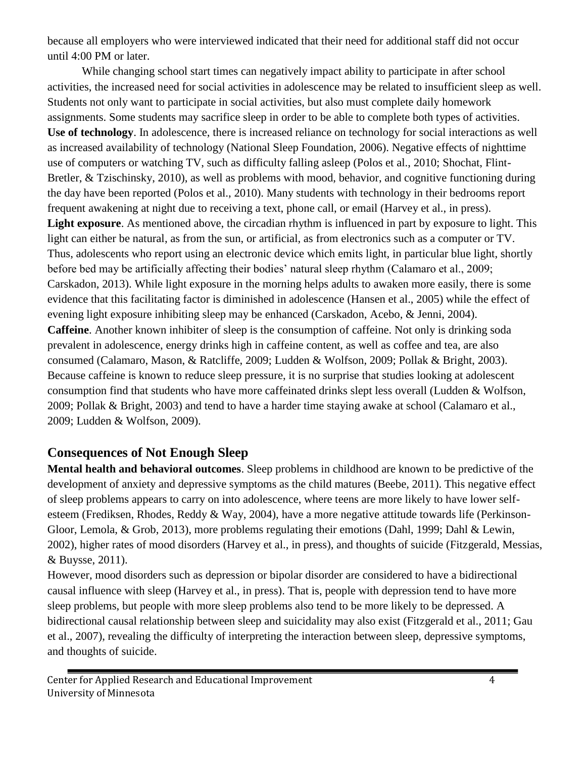because all employers who were interviewed indicated that their need for additional staff did not occur until 4:00 PM or later.

While changing school start times can negatively impact ability to participate in after school activities, the increased need for social activities in adolescence may be related to insufficient sleep as well. Students not only want to participate in social activities, but also must complete daily homework assignments. Some students may sacrifice sleep in order to be able to complete both types of activities.

**Use of technology**. In adolescence, there is increased reliance on technology for social interactions as well as increased availability of technology (National Sleep Foundation, 2006). Negative effects of nighttime use of computers or watching TV, such as difficulty falling asleep (Polos et al., 2010; Shochat, Flint-Bretler, & Tzischinsky, 2010), as well as problems with mood, behavior, and cognitive functioning during the day have been reported (Polos et al., 2010). Many students with technology in their bedrooms report frequent awakening at night due to receiving a text, phone call, or email (Harvey et al., in press).

**Light exposure**. As mentioned above, the circadian rhythm is influenced in part by exposure to light. This light can either be natural, as from the sun, or artificial, as from electronics such as a computer or TV. Thus, adolescents who report using an electronic device which emits light, in particular blue light, shortly before bed may be artificially affecting their bodies' natural sleep rhythm (Calamaro et al., 2009; Carskadon, 2013). While light exposure in the morning helps adults to awaken more easily, there is some evidence that this facilitating factor is diminished in adolescence (Hansen et al., 2005) while the effect of evening light exposure inhibiting sleep may be enhanced (Carskadon, Acebo, & Jenni, 2004).

**Caffeine**. Another known inhibiter of sleep is the consumption of caffeine. Not only is drinking soda prevalent in adolescence, energy drinks high in caffeine content, as well as coffee and tea, are also consumed (Calamaro, Mason, & Ratcliffe, 2009; Ludden & Wolfson, 2009; Pollak & Bright, 2003). Because caffeine is known to reduce sleep pressure, it is no surprise that studies looking at adolescent consumption find that students who have more caffeinated drinks slept less overall (Ludden & Wolfson, 2009; Pollak & Bright, 2003) and tend to have a harder time staying awake at school (Calamaro et al., 2009; Ludden & Wolfson, 2009).

## Consequences of Not Enough Sleep

**Mental health and behavioral outcomes**. Sleep problems in childhood are known to be predictive of the development of anxiety and depressive symptoms as the child matures (Beebe, 2011). This negative effect of sleep problems appears to carry on into adolescence, where teens are more likely to have lower self-esteem (Frediksen, Rhodes, Reddy & Way, 2004), have a more negative attitude towards life (Perkinson-Gloor, Lemola, & Grob, 2013), more problems regulating their emotions (Dahl, 1999; Dahl & Lewin, 2002), higher rates of mood disorders (Harvey et al., in press), and thoughts of suicide (Fitzgerald, Messias, & Buysse, 2011).

However, mood disorders such as depression or bipolar disorder are considered to have a bidirectional causal influence with sleep (Harvey et al., in press). That is, people with depression tend to have more sleep problems, but people with more sleep problems also tend to be more likely to be depressed. A bidirectional causal relationship between sleep and suicidality may also exist (Fitzgerald et al., 2011; Gau et al., 2007), revealing the difficulty of interpreting the interaction between sleep, depressive symptoms, and thoughts of suicide.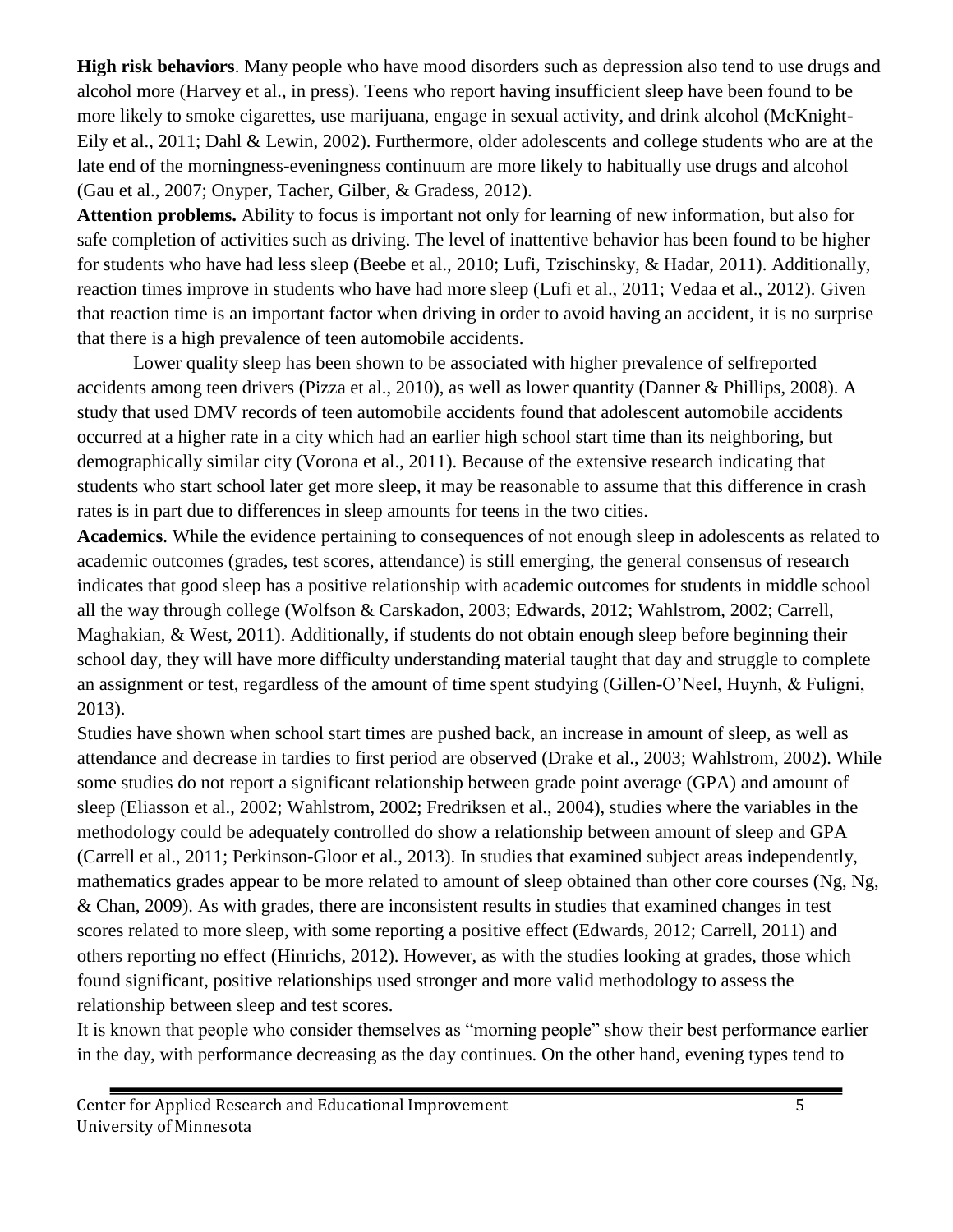**High risk behaviors**. Many people who have mood disorders such as depression also tend to use drugs and alcohol more (Harvey et al., in press). Teens who report having insufficient sleep have been found to be more likely to smoke cigarettes, use marijuana, engage in sexual activity, and drink alcohol (McKnight-Eily et al., 2011; Dahl & Lewin, 2002). Furthermore, older adolescents and college students who are at the late end of the morningness-eveningness continuum are more likely to habitually use drugs and alcohol (Gau et al., 2007; Onyper, Tacher, Gilber, & Gradess, 2012).

**Attention problems.** Ability to focus is important not only for learning of new information, but also for safe completion of activities such as driving. The level of inattentive behavior has been found to be higher for students who have had less sleep (Beebe et al., 2010; Lufi, Tzischinsky, & Hadar, 2011). Additionally, reaction times improve in students who have had more sleep (Lufi et al., 2011; Vedaa et al., 2012). Given that reaction time is an important factor when driving in order to avoid having an accident, it is no surprise that there is a high prevalence of teen automobile accidents.

Lower quality sleep has been shown to be associated with higher prevalence of selfreported accidents among teen drivers (Pizza et al., 2010), as well as lower quantity (Danner & Phillips, 2008). A study that used DMV records of teen automobile accidents found that adolescent automobile accidents occurred at a higher rate in a city which had an earlier high school start time than its neighboring, but demographically similar city (Vorona et al., 2011). Because of the extensive research indicating that students who start school later get more sleep, it may be reasonable to assume that this difference in crash rates is in part due to differences in sleep amounts for teens in the two cities.

**Academics**. While the evidence pertaining to consequences of not enough sleep in adolescents as related to academic outcomes (grades, test scores, attendance) is still emerging, the general consensus of research indicates that good sleep has a positive relationship with academic outcomes for students in middle school all the way through college (Wolfson & Carskadon, 2003; Edwards, 2012; Wahlstrom, 2002; Carrell, Maghakian, & West, 2011). Additionally, if students do not obtain enough sleep before beginning their school day, they will have more difficulty understanding material taught that day and struggle to complete an assignment or test, regardless of the amount of time spent studying (Gillen-O'Neel, Huynh, & Fuligni, 2013).

Studies have shown when school start times are pushed back, an increase in amount of sleep, as well as attendance and decrease in tardies to first period are observed (Drake et al., 2003; Wahlstrom, 2002). While some studies do not report a significant relationship between grade point average (GPA) and amount of sleep (Eliasson et al., 2002; Wahlstrom, 2002; Fredriksen et al., 2004), studies where the variables in the methodology could be adequately controlled do show a relationship between amount of sleep and GPA (Carrell et al., 2011; Perkinson-Gloor et al., 2013). In studies that examined subject areas independently, mathematics grades appear to be more related to amount of sleep obtained than other core courses (Ng, Ng, & Chan, 2009). As with grades, there are inconsistent results in studies that examined changes in test scores related to more sleep, with some reporting a positive effect (Edwards, 2012; Carrell, 2011) and others reporting no effect (Hinrichs, 2012). However, as with the studies looking at grades, those which found significant, positive relationships used stronger and more valid methodology to assess the relationship between sleep and test scores.

It is known that people who consider themselves as "morning people" show their best performance earlier in the day, with performance decreasing as the day continues. On the other hand, evening types tend to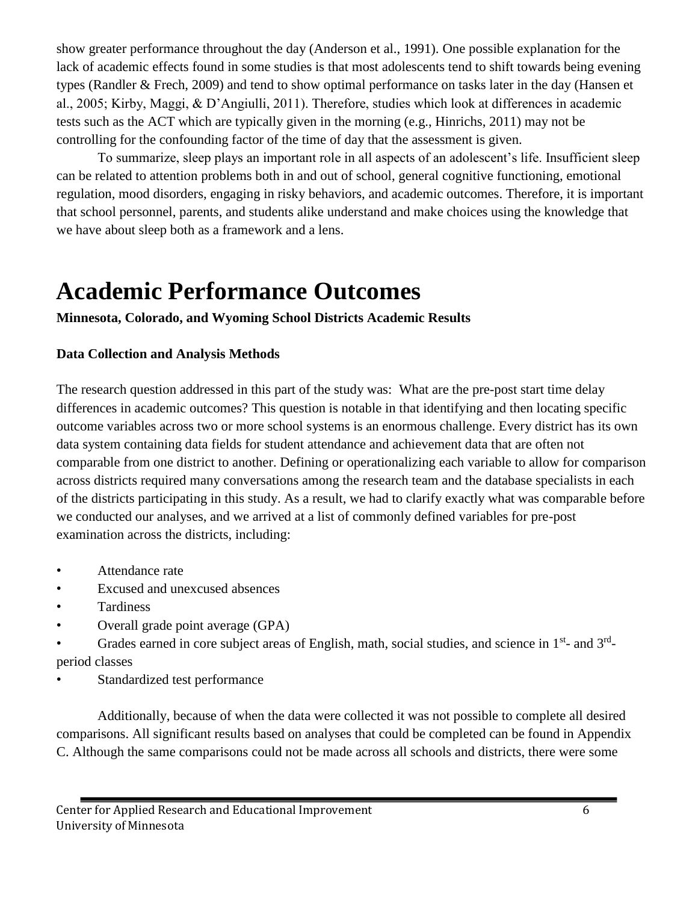show greater performance throughout the day (Anderson et al., 1991). One possible explanation for the lack of academic effects found in some studies is that most adolescents tend to shift towards being evening types (Randler & Frech, 2009) and tend to show optimal performance on tasks later in the day (Hansen et al., 2005; Kirby, Maggi, & D'Angiulli, 2011). Therefore, studies which look at differences in academic tests such as the ACT which are typically given in the morning (e.g., Hinrichs, 2011) may not be controlling for the confounding factor of the time of day that the assessment is given.

To summarize, sleep plays an important role in all aspects of an adolescent's life. Insufficient sleep can be related to attention problems both in and out of school, general cognitive functioning, emotional regulation, mood disorders, engaging in risky behaviors, and academic outcomes. Therefore, it is important that school personnel, parents, and students alike understand and make choices using the knowledge that we have about sleep both as a framework and a lens.

# Academic Performance Outcomes

**Minnesota, Colorado, and Wyoming School Districts Academic Results**

**Data Collection and Analysis Methods**

The research question addressed in this part of the study was: What are the pre-post start time delay differences in academic outcomes? This question is notable in that identifying and then locating specific outcome variables across two or more school systems is an enormous challenge. Every district has its own data system containing data fields for student attendance and achievement data that are often not comparable from one district to another. Defining or operationalizing each variable to allow for comparison across districts required many conversations among the research team and the database specialists in each of the districts participating in this study. As a result, we had to clarify exactly what was comparable before we conducted our analyses, and we arrived at a list of commonly defined variables for pre-post examination across the districts, including:

- Attendance rate
- Excused and unexcused absences
- Tardiness
- Overall grade point average (GPA)
- Grades earned in core subject areas of English, math, social studies, and science in 1st- and 3rd-period classes
- Standardized test performance

Additionally, because of when the data were collected it was not possible to complete all desired comparisons. All significant results based on analyses that could be completed can be found in Appendix C. Although the same comparisons could not be made across all schools and districts, there were some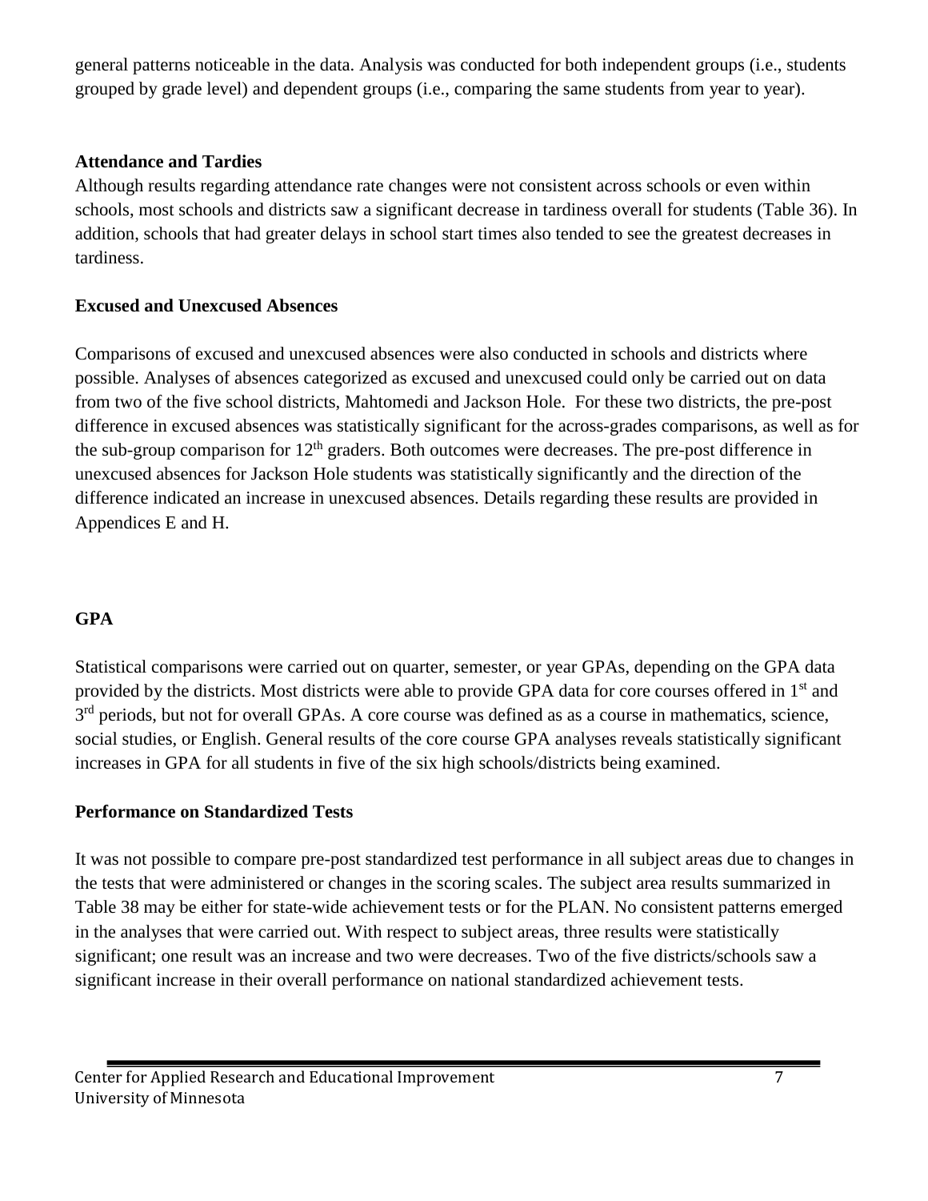general patterns noticeable in the data. Analysis was conducted for both independent groups (i.e., students grouped by grade level) and dependent groups (i.e., comparing the same students from year to year).

**Attendance and Tardies**

Although results regarding attendance rate changes were not consistent across schools or even within schools, most schools and districts saw a significant decrease in tardiness overall for students (Table 36). In addition, schools that had greater delays in school start times also tended to see the greatest decreases in tardiness.

**Excused and Unexcused Absences**

Comparisons of excused and unexcused absences were also conducted in schools and districts where possible. Analyses of absences categorized as excused and unexcused could only be carried out on data from two of the five school districts, Mahtomedi and Jackson Hole. For these two districts, the pre-post difference in excused absences was statistically significant for the across-grades comparisons, as well as for the sub-group comparison for 12th graders. Both outcomes were decreases. The pre-post difference in unexcused absences for Jackson Hole students was statistically significantly and the direction of the difference indicated an increase in unexcused absences. Details regarding these results are provided in Appendices E and H.

**GPA**

Statistical comparisons were carried out on quarter, semester, or year GPAs, depending on the GPA data provided by the districts. Most districts were able to provide GPA data for core courses offered in 1st and 3rd periods, but not for overall GPAs. A core course was defined as as a course in mathematics, science, social studies, or English. General results of the core course GPA analyses reveals statistically significant increases in GPA for all students in five of the six high schools/districts being examined.

**Performance on Standardized Tests**

It was not possible to compare pre-post standardized test performance in all subject areas due to changes in the tests that were administered or changes in the scoring scales. The subject area results summarized in Table 38 may be either for state-wide achievement tests or for the PLAN. No consistent patterns emerged in the analyses that were carried out. With respect to subject areas, three results were statistically significant; one result was an increase and two were decreases. Two of the five districts/schools saw a significant increase in their overall performance on national standardized achievement tests.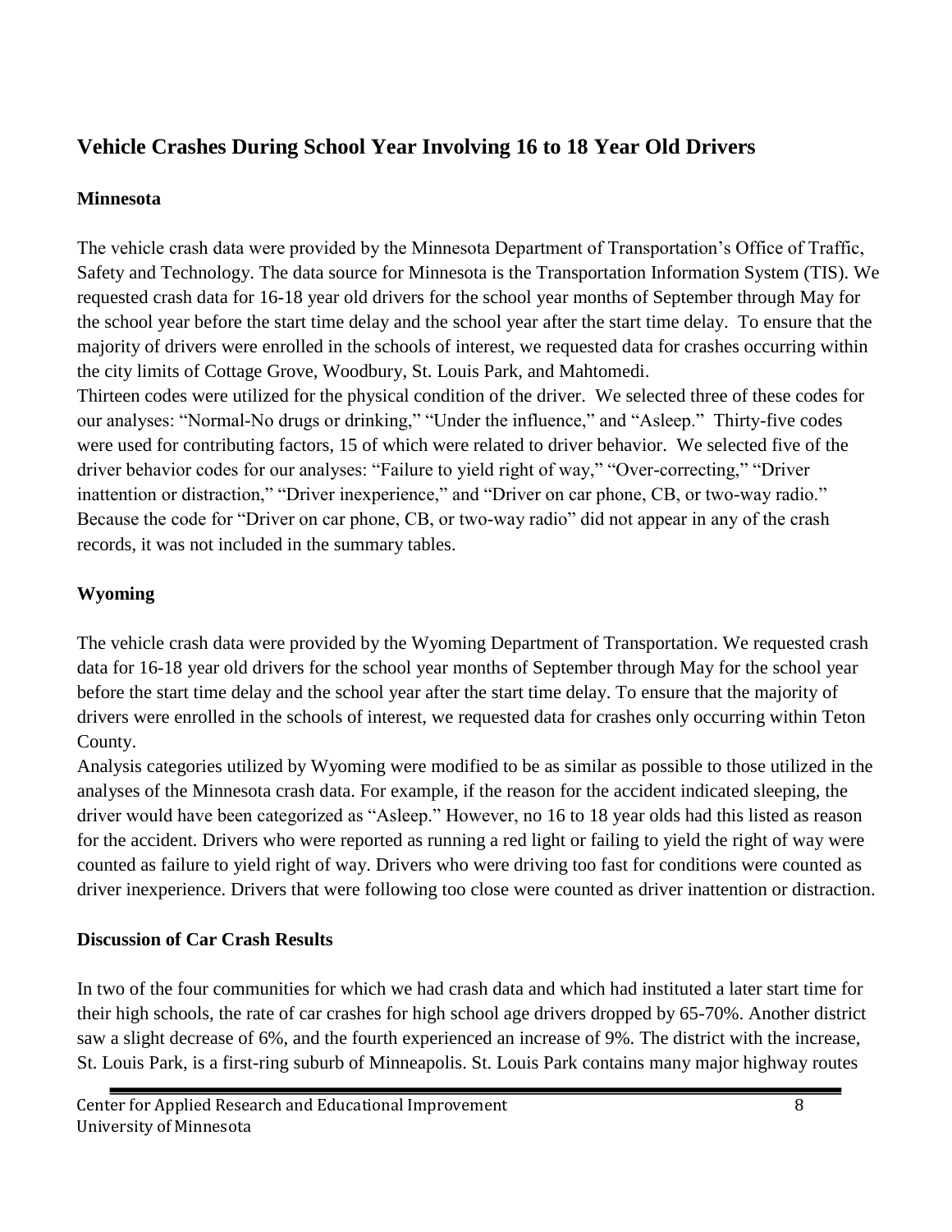## Vehicle Crashes During School Year Involving 16 to 18 Year Old Drivers

### Minnesota

The vehicle crash data were provided by the Minnesota Department of Transportation's Office of Traffic, Safety and Technology. The data source for Minnesota is the Transportation Information System (TIS). We requested crash data for 16-18 year old drivers for the school year months of September through May for the school year before the start time delay and the school year after the start time delay. To ensure that the majority of drivers were enrolled in the schools of interest, we requested data for crashes occurring within the city limits of Cottage Grove, Woodbury, St. Louis Park, and Mahtomedi.

Thirteen codes were utilized for the physical condition of the driver. We selected three of these codes for our analyses: "Normal-No drugs or drinking," "Under the influence," and "Asleep." Thirty-five codes were used for contributing factors, 15 of which were related to driver behavior. We selected five of the driver behavior codes for our analyses: "Failure to yield right of way," "Over-correcting," "Driver inattention or distraction," "Driver inexperience," and "Driver on car phone, CB, or two-way radio." Because the code for "Driver on car phone, CB, or two-way radio" did not appear in any of the crash records, it was not included in the summary tables.

### Wyoming

The vehicle crash data were provided by the Wyoming Department of Transportation. We requested crash data for 16-18 year old drivers for the school year months of September through May for the school year before the start time delay and the school year after the start time delay. To ensure that the majority of drivers were enrolled in the schools of interest, we requested data for crashes only occurring within Teton County.

Analysis categories utilized by Wyoming were modified to be as similar as possible to those utilized in the analyses of the Minnesota crash data. For example, if the reason for the accident indicated sleeping, the driver would have been categorized as "Asleep." However, no 16 to 18 year olds had this listed as reason for the accident. Drivers who were reported as running a red light or failing to yield the right of way were counted as failure to yield right of way. Drivers who were driving too fast for conditions were counted as driver inexperience. Drivers that were following too close were counted as driver inattention or distraction.

### Discussion of Car Crash Results

In two of the four communities for which we had crash data and which had instituted a later start time for their high schools, the rate of car crashes for high school age drivers dropped by 65-70%. Another district saw a slight decrease of 6%, and the fourth experienced an increase of 9%. The district with the increase, St. Louis Park, is a first-ring suburb of Minneapolis. St. Louis Park contains many major highway routes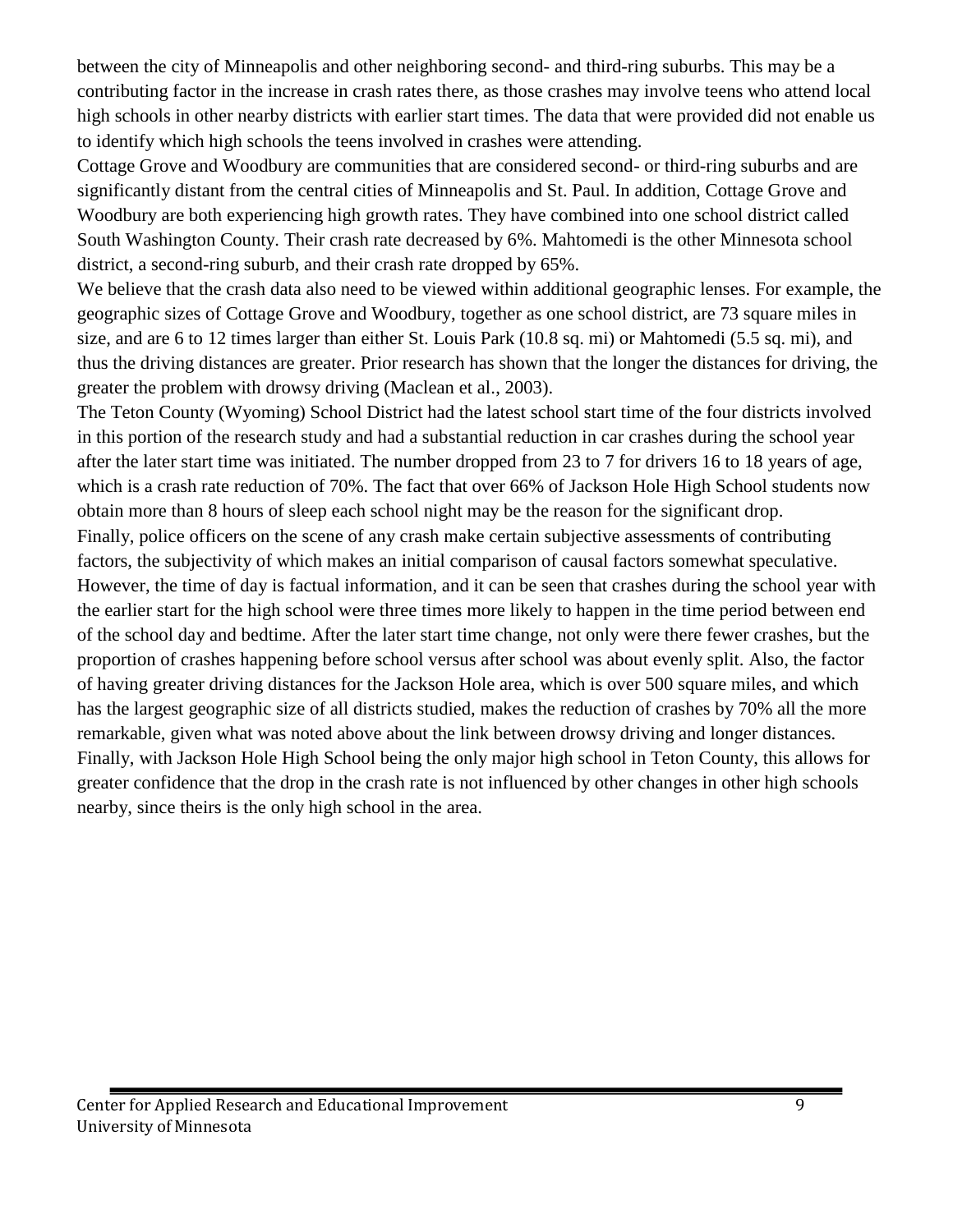between the city of Minneapolis and other neighboring second- and third-ring suburbs. This may be a contributing factor in the increase in crash rates there, as those crashes may involve teens who attend local high schools in other nearby districts with earlier start times. The data that were provided did not enable us to identify which high schools the teens involved in crashes were attending.

Cottage Grove and Woodbury are communities that are considered second- or third-ring suburbs and are significantly distant from the central cities of Minneapolis and St. Paul. In addition, Cottage Grove and Woodbury are both experiencing high growth rates. They have combined into one school district called South Washington County. Their crash rate decreased by 6%. Mahtomedi is the other Minnesota school district, a second-ring suburb, and their crash rate dropped by 65%.

We believe that the crash data also need to be viewed within additional geographic lenses. For example, the geographic sizes of Cottage Grove and Woodbury, together as one school district, are 73 square miles in size, and are 6 to 12 times larger than either St. Louis Park (10.8 sq. mi) or Mahtomedi (5.5 sq. mi), and thus the driving distances are greater. Prior research has shown that the longer the distances for driving, the greater the problem with drowsy driving (Maclean et al., 2003).

The Teton County (Wyoming) School District had the latest school start time of the four districts involved in this portion of the research study and had a substantial reduction in car crashes during the school year after the later start time was initiated. The number dropped from 23 to 7 for drivers 16 to 18 years of age, which is a crash rate reduction of 70%. The fact that over 66% of Jackson Hole High School students now obtain more than 8 hours of sleep each school night may be the reason for the significant drop.

Finally, police officers on the scene of any crash make certain subjective assessments of contributing factors, the subjectivity of which makes an initial comparison of causal factors somewhat speculative. However, the time of day is factual information, and it can be seen that crashes during the school year with the earlier start for the high school were three times more likely to happen in the time period between end of the school day and bedtime. After the later start time change, not only were there fewer crashes, but the proportion of crashes happening before school versus after school was about evenly split. Also, the factor of having greater driving distances for the Jackson Hole area, which is over 500 square miles, and which has the largest geographic size of all districts studied, makes the reduction of crashes by 70% all the more remarkable, given what was noted above about the link between drowsy driving and longer distances. Finally, with Jackson Hole High School being the only major high school in Teton County, this allows for greater confidence that the drop in the crash rate is not influenced by other changes in other high schools nearby, since theirs is the only high school in the area.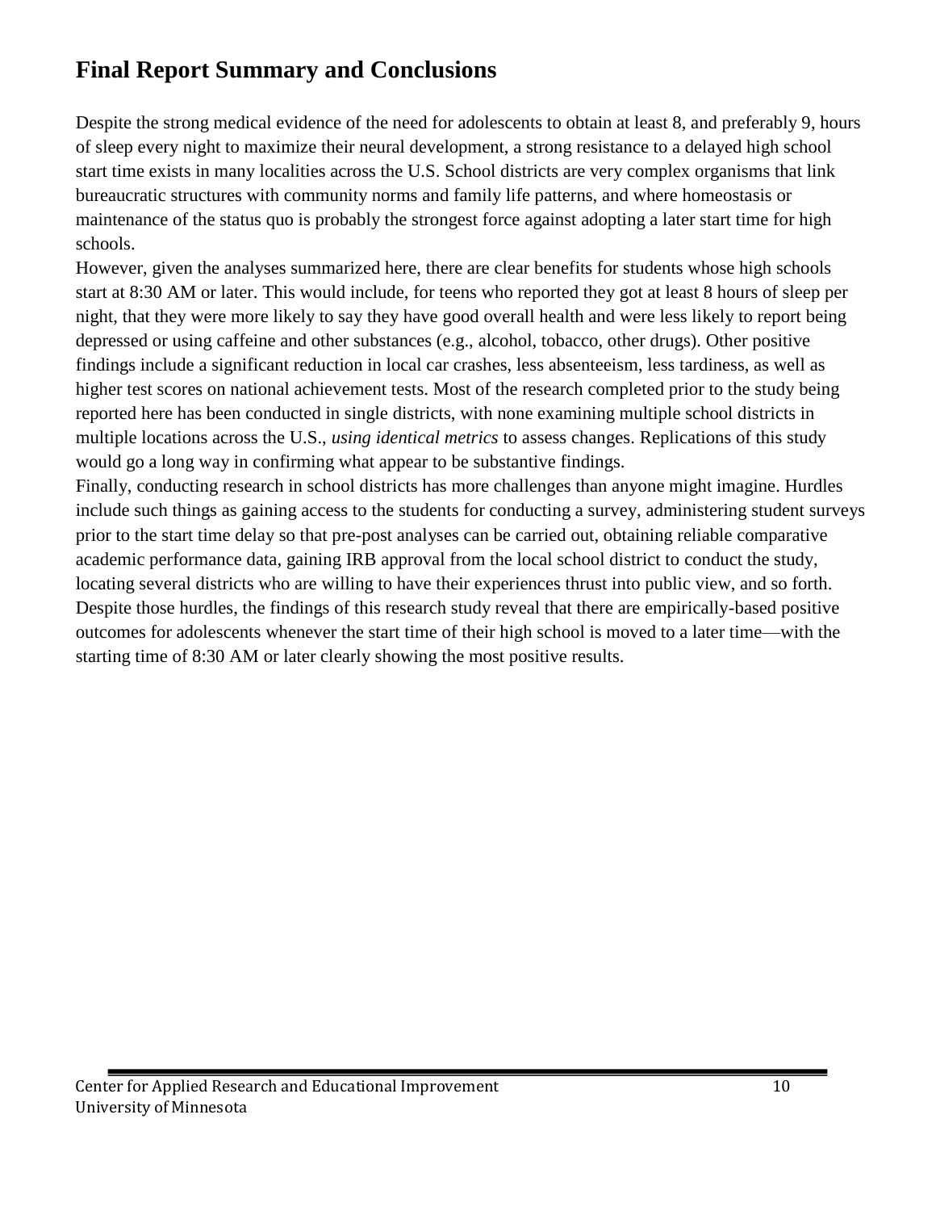# Final Report Summary and Conclusions

Despite the strong medical evidence of the need for adolescents to obtain at least 8, and preferably 9, hours of sleep every night to maximize their neural development, a strong resistance to a delayed high school start time exists in many localities across the U.S. School districts are very complex organisms that link bureaucratic structures with community norms and family life patterns, and where homeostasis or maintenance of the status quo is probably the strongest force against adopting a later start time for high schools.

However, given the analyses summarized here, there are clear benefits for students whose high schools start at 8:30 AM or later. This would include, for teens who reported they got at least 8 hours of sleep per night, that they were more likely to say they have good overall health and were less likely to report being depressed or using caffeine and other substances (e.g., alcohol, tobacco, other drugs). Other positive findings include a significant reduction in local car crashes, less absenteeism, less tardiness, as well as higher test scores on national achievement tests. Most of the research completed prior to the study being reported here has been conducted in single districts, with none examining multiple school districts in multiple locations across the U.S., *using identical metrics* to assess changes. Replications of this study would go a long way in confirming what appear to be substantive findings.

Finally, conducting research in school districts has more challenges than anyone might imagine. Hurdles include such things as gaining access to the students for conducting a survey, administering student surveys prior to the start time delay so that pre-post analyses can be carried out, obtaining reliable comparative academic performance data, gaining IRB approval from the local school district to conduct the study, locating several districts who are willing to have their experiences thrust into public view, and so forth. Despite those hurdles, the findings of this research study reveal that there are empirically-based positive outcomes for adolescents whenever the start time of their high school is moved to a later time—with the starting time of 8:30 AM or later clearly showing the most positive results.